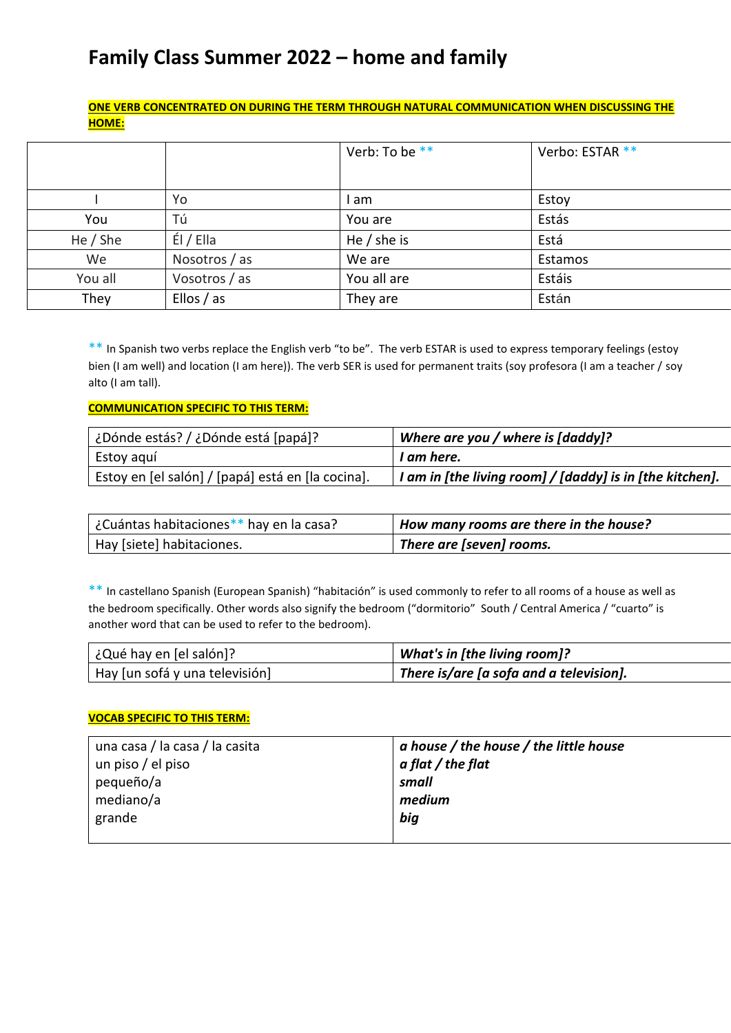# Family Class Summer 2022 – home and family

**ONE VERB CONCENTRATED ON DURING THE TERM THROUGH NATURAL COMMUNICATION WHEN DISCUSSING THE HOME:**

| | | Verb: To be ** | Verbo: ESTAR ** |
|---|---|---|---|
| I | Yo | I am | Estoy |
| You | Tú | You are | Estás |
| He / She | Él / Ella | He / she is | Está |
| We | Nosotros / as | We are | Estamos |
| You all | Vosotros / as | You all are | Estáis |
| They | Ellos / as | They are | Están |

** In Spanish two verbs replace the English verb "to be". The verb ESTAR is used to express temporary feelings (estoy bien (I am well) and location (I am here)). The verb SER is used for permanent traits (soy profesora (I am a teacher / soy alto (I am tall).

**COMMUNICATION SPECIFIC TO THIS TERM:**

| ¿Dónde estás? / ¿Dónde está [papá]? | ***Where are you / where is [daddy]?*** |
|---|---|
| Estoy aquí | ***I am here.*** |
| Estoy en [el salón] / [papá] está en [la cocina]. | ***I am in [the living room] / [daddy] is in [the kitchen].*** |

| ¿Cuántas habitaciones** hay en la casa? | ***How many rooms are there in the house?*** |
|---|---|
| Hay [siete] habitaciones. | ***There are [seven] rooms.*** |

** In castellano Spanish (European Spanish) "habitación" is used commonly to refer to all rooms of a house as well as the bedroom specifically. Other words also signify the bedroom ("dormitorio" South / Central America / "cuarto" is another word that can be used to refer to the bedroom).

| ¿Qué hay en [el salón]? | ***What's in [the living room]?*** |
|---|---|
| Hay [un sofá y una televisión] | ***There is/are [a sofa and a television].*** |

**VOCAB SPECIFIC TO THIS TERM:**

| Spanish | English |
|---|---|
| una casa / la casa / la casita | ***a house / the house / the little house*** |
| un piso / el piso | ***a flat / the flat*** |
| pequeño/a | ***small*** |
| mediano/a | ***medium*** |
| grande | ***big*** |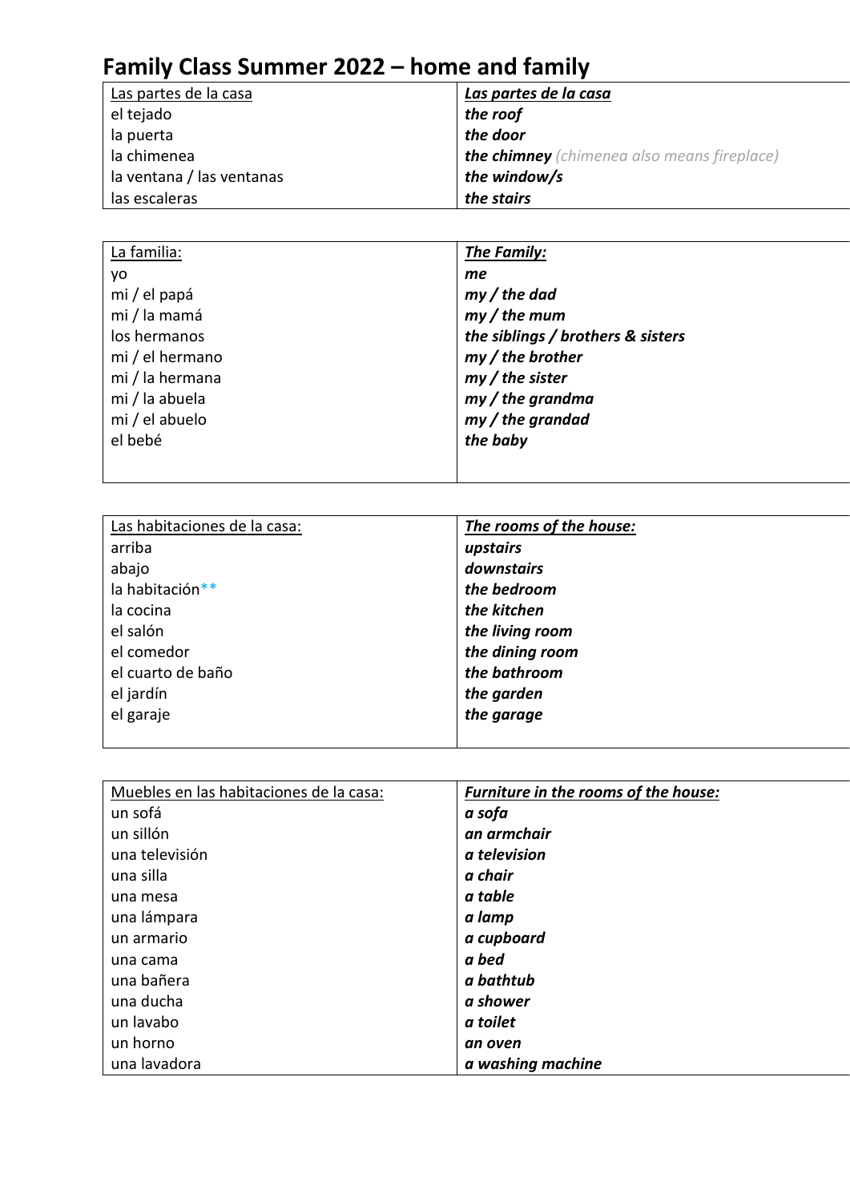# Family Class Summer 2022 – home and family

| Las partes de la casa | ***Las partes de la casa*** |
|---|---|
| el tejado | ***the roof*** |
| la puerta | ***the door*** |
| la chimenea | ***the chimney*** *(chimenea also means fireplace)* |
| la ventana / las ventanas | ***the window/s*** |
| las escaleras | ***the stairs*** |

| La familia: | ***The Family:*** |
|---|---|
| yo | ***me*** |
| mi / el papá | ***my / the dad*** |
| mi / la mamá | ***my / the mum*** |
| los hermanos | ***the siblings / brothers & sisters*** |
| mi / el hermano | ***my / the brother*** |
| mi / la hermana | ***my / the sister*** |
| mi / la abuela | ***my / the grandma*** |
| mi / el abuelo | ***my / the grandad*** |
| el bebé | ***the baby*** |

| Las habitaciones de la casa: | ***The rooms of the house:*** |
|---|---|
| arriba | ***upstairs*** |
| abajo | ***downstairs*** |
| la habitación** | ***the bedroom*** |
| la cocina | ***the kitchen*** |
| el salón | ***the living room*** |
| el comedor | ***the dining room*** |
| el cuarto de baño | ***the bathroom*** |
| el jardín | ***the garden*** |
| el garaje | ***the garage*** |

| Muebles en las habitaciones de la casa: | ***Furniture in the rooms of the house:*** |
|---|---|
| un sofá | ***a sofa*** |
| un sillón | ***an armchair*** |
| una televisión | ***a television*** |
| una silla | ***a chair*** |
| una mesa | ***a table*** |
| una lámpara | ***a lamp*** |
| un armario | ***a cupboard*** |
| una cama | ***a bed*** |
| una bañera | ***a bathtub*** |
| una ducha | ***a shower*** |
| un lavabo | ***a toilet*** |
| un horno | ***an oven*** |
| una lavadora | ***a washing machine*** |